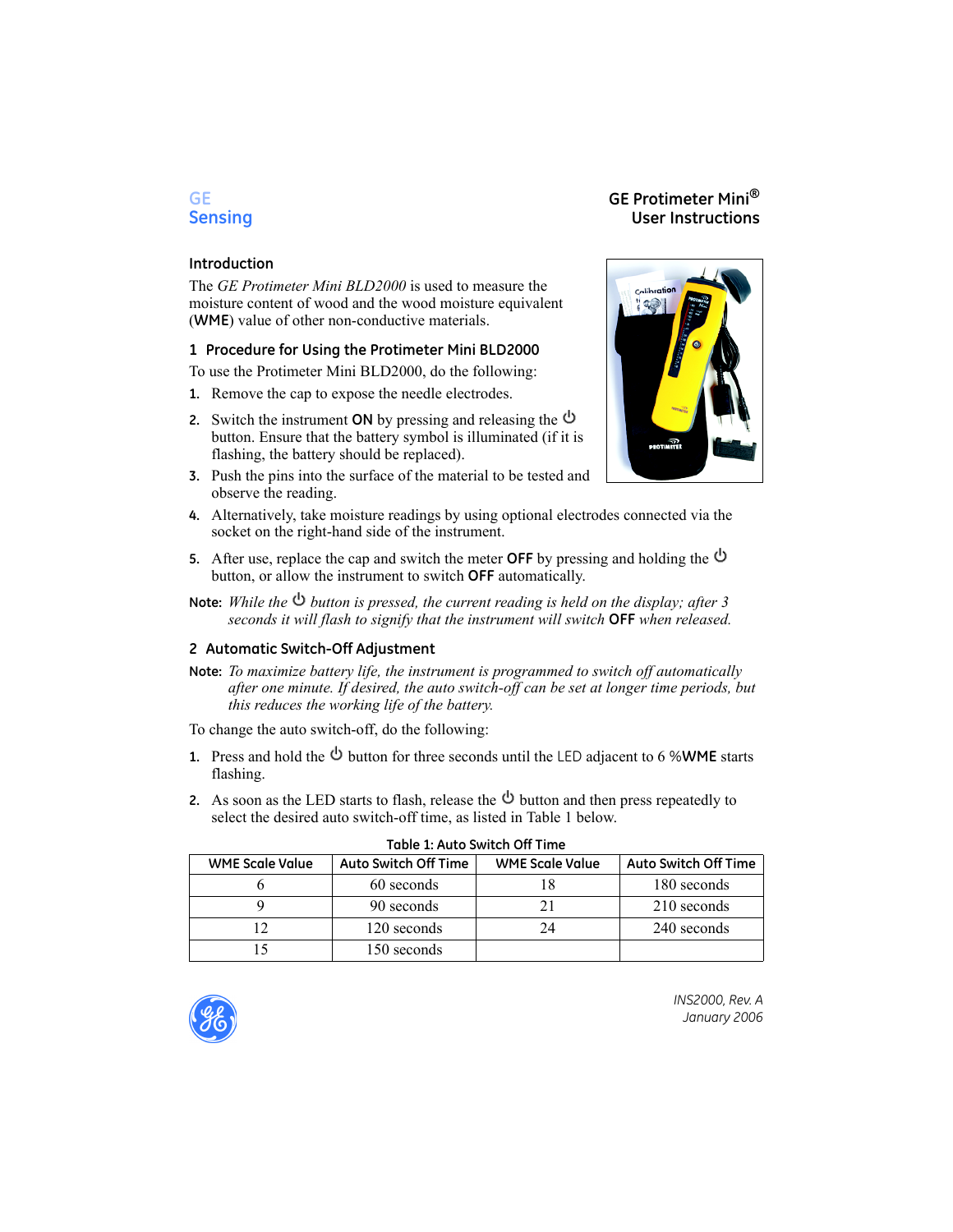GE
Sensing

# GE Protimeter Mini®
# User Instructions

## Introduction

The *GE Protimeter Mini BLD2000* is used to measure the moisture content of wood and the wood moisture equivalent (**WME**) value of other non-conductive materials.

## 1 Procedure for Using the Protimeter Mini BLD2000

To use the Protimeter Mini BLD2000, do the following:

1. Remove the cap to expose the needle electrodes.
2. Switch the instrument **ON** by pressing and releasing the ⏻ button. Ensure that the battery symbol is illuminated (if it is flashing, the battery should be replaced).
3. Push the pins into the surface of the material to be tested and observe the reading.
4. Alternatively, take moisture readings by using optional electrodes connected via the socket on the right-hand side of the instrument.
5. After use, replace the cap and switch the meter **OFF** by pressing and holding the ⏻ button, or allow the instrument to switch **OFF** automatically.

**Note:** *While the ⏻ button is pressed, the current reading is held on the display; after 3 seconds it will flash to signify that the instrument will switch* **OFF** *when released.*

## 2 Automatic Switch-Off Adjustment

**Note:** *To maximize battery life, the instrument is programmed to switch off automatically after one minute. If desired, the auto switch-off can be set at longer time periods, but this reduces the working life of the battery.*

To change the auto switch-off, do the following:

1. Press and hold the ⏻ button for three seconds until the LED adjacent to 6 %**WME** starts flashing.
2. As soon as the LED starts to flash, release the ⏻ button and then press repeatedly to select the desired auto switch-off time, as listed in Table 1 below.

**Table 1: Auto Switch Off Time**

| WME Scale Value | Auto Switch Off Time | WME Scale Value | Auto Switch Off Time |
|---|---|---|---|
| 6 | 60 seconds | 18 | 180 seconds |
| 9 | 90 seconds | 21 | 210 seconds |
| 12 | 120 seconds | 24 | 240 seconds |
| 15 | 150 seconds | | |

*INS2000, Rev. A*
*January 2006*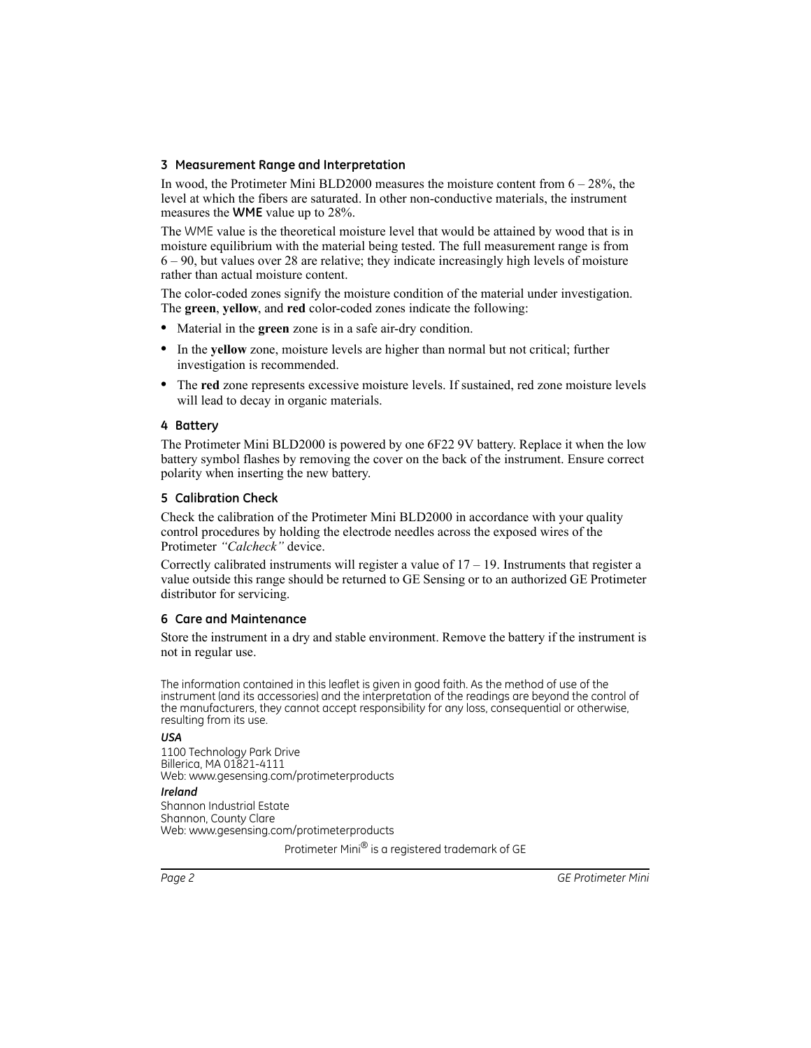## 3 Measurement Range and Interpretation

In wood, the Protimeter Mini BLD2000 measures the moisture content from 6 – 28%, the level at which the fibers are saturated. In other non-conductive materials, the instrument measures the **WME** value up to 28%.

The WME value is the theoretical moisture level that would be attained by wood that is in moisture equilibrium with the material being tested. The full measurement range is from 6 – 90, but values over 28 are relative; they indicate increasingly high levels of moisture rather than actual moisture content.

The color-coded zones signify the moisture condition of the material under investigation. The **green**, **yellow**, and **red** color-coded zones indicate the following:

- Material in the **green** zone is in a safe air-dry condition.
- In the **yellow** zone, moisture levels are higher than normal but not critical; further investigation is recommended.
- The **red** zone represents excessive moisture levels. If sustained, red zone moisture levels will lead to decay in organic materials.

## 4 Battery

The Protimeter Mini BLD2000 is powered by one 6F22 9V battery. Replace it when the low battery symbol flashes by removing the cover on the back of the instrument. Ensure correct polarity when inserting the new battery.

## 5 Calibration Check

Check the calibration of the Protimeter Mini BLD2000 in accordance with your quality control procedures by holding the electrode needles across the exposed wires of the Protimeter *"Calcheck"* device.

Correctly calibrated instruments will register a value of 17 – 19. Instruments that register a value outside this range should be returned to GE Sensing or to an authorized GE Protimeter distributor for servicing.

## 6 Care and Maintenance

Store the instrument in a dry and stable environment. Remove the battery if the instrument is not in regular use.

The information contained in this leaflet is given in good faith. As the method of use of the instrument (and its accessories) and the interpretation of the readings are beyond the control of the manufacturers, they cannot accept responsibility for any loss, consequential or otherwise, resulting from its use.

***USA***
1100 Technology Park Drive
Billerica, MA 01821-4111
Web: www.gesensing.com/protimeterproducts

***Ireland***
Shannon Industrial Estate
Shannon, County Clare
Web: www.gesensing.com/protimeterproducts

Protimeter Mini® is a registered trademark of GE